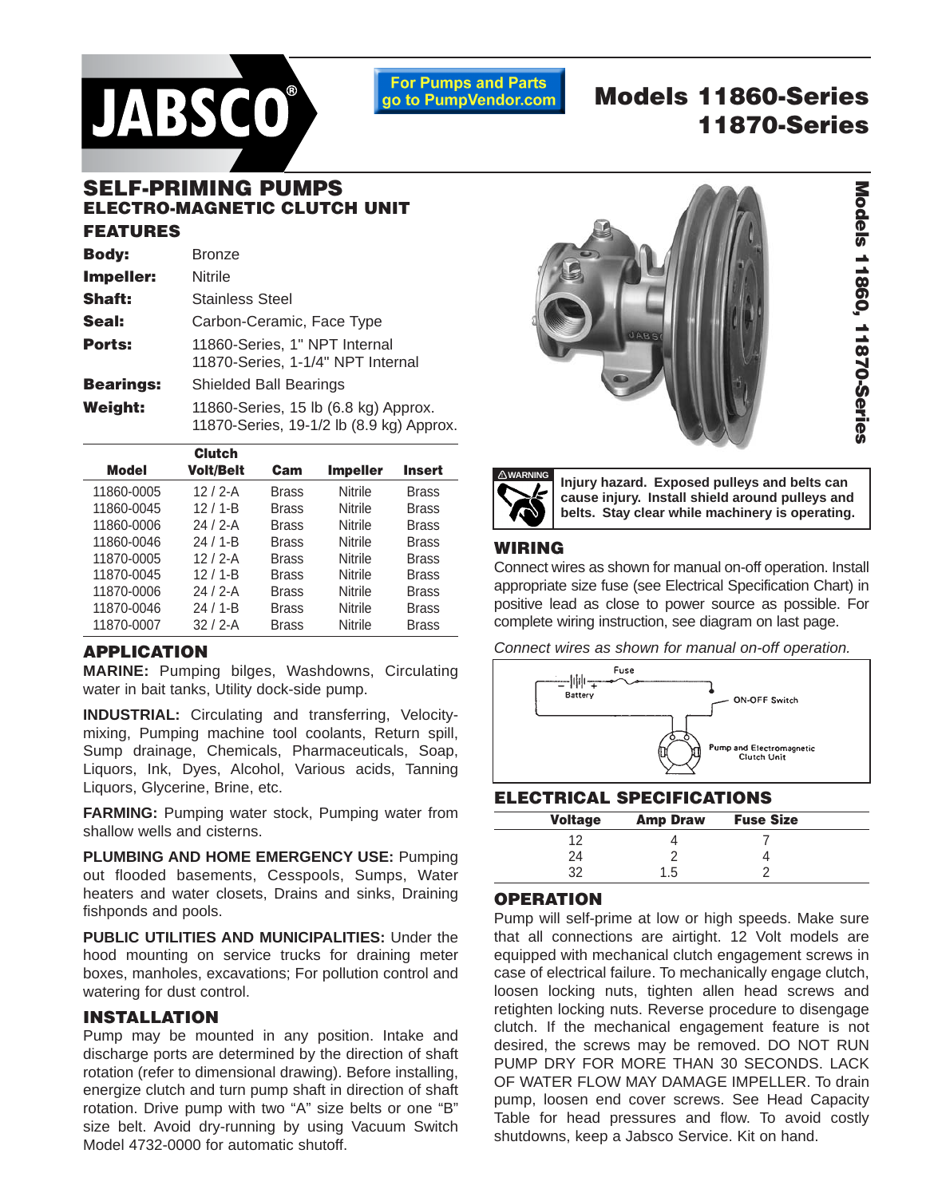JABSCO®

For Pumps and Parts go to PumpVendor.com

# Models 11860-Series 11870-Series

## SELF-PRIMING PUMPS

### ELECTRO-MAGNETIC CLUTCH UNIT

### FEATURES

| | |
|---|---|
| **Body:** | Bronze |
| **Impeller:** | Nitrile |
| **Shaft:** | Stainless Steel |
| **Seal:** | Carbon-Ceramic, Face Type |
| **Ports:** | 11860-Series, 1" NPT Internal<br>11870-Series, 1-1/4" NPT Internal |
| **Bearings:** | Shielded Ball Bearings |
| **Weight:** | 11860-Series, 15 lb (6.8 kg) Approx.<br>11870-Series, 19-1/2 lb (8.9 kg) Approx. |

| Model | Clutch Volt/Belt | Cam | Impeller | Insert |
|---|---|---|---|---|
| 11860-0005 | 12 / 2-A | Brass | Nitrile | Brass |
| 11860-0045 | 12 / 1-B | Brass | Nitrile | Brass |
| 11860-0006 | 24 / 2-A | Brass | Nitrile | Brass |
| 11860-0046 | 24 / 1-B | Brass | Nitrile | Brass |
| 11870-0005 | 12 / 2-A | Brass | Nitrile | Brass |
| 11870-0045 | 12 / 1-B | Brass | Nitrile | Brass |
| 11870-0006 | 24 / 2-A | Brass | Nitrile | Brass |
| 11870-0046 | 24 / 1-B | Brass | Nitrile | Brass |
| 11870-0007 | 32 / 2-A | Brass | Nitrile | Brass |

### APPLICATION

**MARINE:** Pumping bilges, Washdowns, Circulating water in bait tanks, Utility dock-side pump.

**INDUSTRIAL:** Circulating and transferring, Velocity-mixing, Pumping machine tool coolants, Return spill, Sump drainage, Chemicals, Pharmaceuticals, Soap, Liquors, Ink, Dyes, Alcohol, Various acids, Tanning Liquors, Glycerine, Brine, etc.

**FARMING:** Pumping water stock, Pumping water from shallow wells and cisterns.

**PLUMBING AND HOME EMERGENCY USE:** Pumping out flooded basements, Cesspools, Sumps, Water heaters and water closets, Drains and sinks, Draining fishponds and pools.

**PUBLIC UTILITIES AND MUNICIPALITIES:** Under the hood mounting on service trucks for draining meter boxes, manholes, excavations; For pollution control and watering for dust control.

### INSTALLATION

Pump may be mounted in any position. Intake and discharge ports are determined by the direction of shaft rotation (refer to dimensional drawing). Before installing, energize clutch and turn pump shaft in direction of shaft rotation. Drive pump with two "A" size belts or one "B" size belt. Avoid dry-running by using Vacuum Switch Model 4732-0000 for automatic shutoff.

⚠WARNING **Injury hazard. Exposed pulleys and belts can cause injury. Install shield around pulleys and belts. Stay clear while machinery is operating.**

### WIRING

Connect wires as shown for manual on-off operation. Install appropriate size fuse (see Electrical Specification Chart) in positive lead as close to power source as possible. For complete wiring instruction, see diagram on last page.

*Connect wires as shown for manual on-off operation.*

Fuse
Battery
ON-OFF Switch
Pump and Electromagnetic Clutch Unit

### ELECTRICAL SPECIFICATIONS

| Voltage | Amp Draw | Fuse Size |
|---|---|---|
| 12 | 4 | 7 |
| 24 | 2 | 4 |
| 32 | 1.5 | 2 |

### OPERATION

Pump will self-prime at low or high speeds. Make sure that all connections are airtight. 12 Volt models are equipped with mechanical clutch engagement screws in case of electrical failure. To mechanically engage clutch, loosen locking nuts, tighten allen head screws and retighten locking nuts. Reverse procedure to disengage clutch. If the mechanical engagement feature is not desired, the screws may be removed. DO NOT RUN PUMP DRY FOR MORE THAN 30 SECONDS. LACK OF WATER FLOW MAY DAMAGE IMPELLER. To drain pump, loosen end cover screws. See Head Capacity Table for head pressures and flow. To avoid costly shutdowns, keep a Jabsco Service. Kit on hand.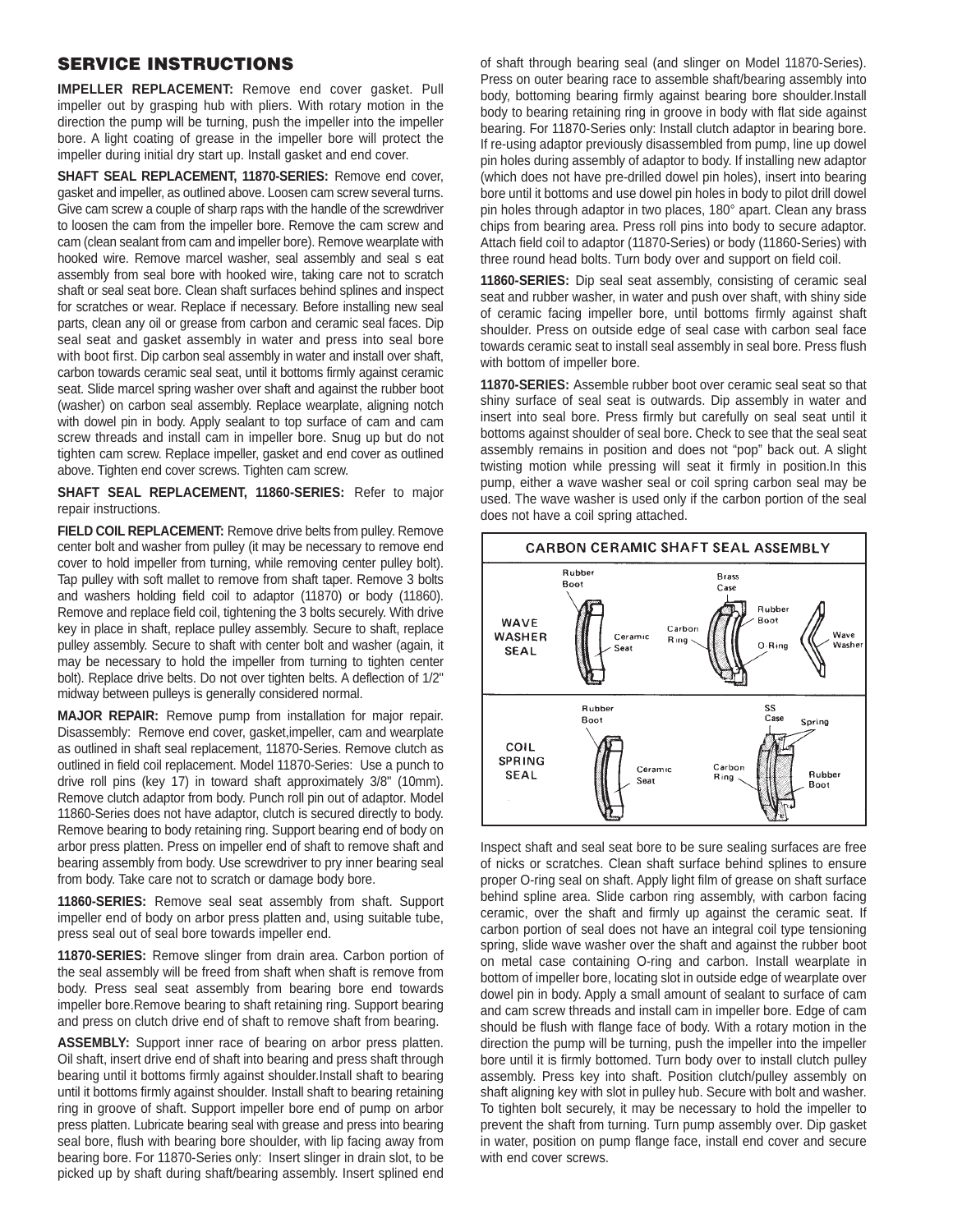## SERVICE INSTRUCTIONS

**IMPELLER REPLACEMENT:** Remove end cover gasket. Pull impeller out by grasping hub with pliers. With rotary motion in the direction the pump will be turning, push the impeller into the impeller bore. A light coating of grease in the impeller bore will protect the impeller during initial dry start up. Install gasket and end cover.

**SHAFT SEAL REPLACEMENT, 11870-SERIES:** Remove end cover, gasket and impeller, as outlined above. Loosen cam screw several turns. Give cam screw a couple of sharp raps with the handle of the screwdriver to loosen the cam from the impeller bore. Remove the cam screw and cam (clean sealant from cam and impeller bore). Remove wearplate with hooked wire. Remove marcel washer, seal assembly and seal s eat assembly from seal bore with hooked wire, taking care not to scratch shaft or seal seat bore. Clean shaft surfaces behind splines and inspect for scratches or wear. Replace if necessary. Before installing new seal parts, clean any oil or grease from carbon and ceramic seal faces. Dip seal seat and gasket assembly in water and press into seal bore with boot first. Dip carbon seal assembly in water and install over shaft, carbon towards ceramic seal seat, until it bottoms firmly against ceramic seat. Slide marcel spring washer over shaft and against the rubber boot (washer) on carbon seal assembly. Replace wearplate, aligning notch with dowel pin in body. Apply sealant to top surface of cam and cam screw threads and install cam in impeller bore. Snug up but do not tighten cam screw. Replace impeller, gasket and end cover as outlined above. Tighten end cover screws. Tighten cam screw.

**SHAFT SEAL REPLACEMENT, 11860-SERIES:** Refer to major repair instructions.

**FIELD COIL REPLACEMENT:** Remove drive belts from pulley. Remove center bolt and washer from pulley (it may be necessary to remove end cover to hold impeller from turning, while removing center pulley bolt). Tap pulley with soft mallet to remove from shaft taper. Remove 3 bolts and washers holding field coil to adaptor (11870) or body (11860). Remove and replace field coil, tightening the 3 bolts securely. With drive key in place in shaft, replace pulley assembly. Secure to shaft, replace pulley assembly. Secure to shaft with center bolt and washer (again, it may be necessary to hold the impeller from turning to tighten center bolt). Replace drive belts. Do not over tighten belts. A deflection of 1/2" midway between pulleys is generally considered normal.

**MAJOR REPAIR:** Remove pump from installation for major repair. Disassembly: Remove end cover, gasket,impeller, cam and wearplate as outlined in shaft seal replacement, 11870-Series. Remove clutch as outlined in field coil replacement. Model 11870-Series: Use a punch to drive roll pins (key 17) in toward shaft approximately 3/8" (10mm). Remove clutch adaptor from body. Punch roll pin out of adaptor. Model 11860-Series does not have adaptor, clutch is secured directly to body. Remove bearing to body retaining ring. Support bearing end of body on arbor press platten. Press on impeller end of shaft to remove shaft and bearing assembly from body. Use screwdriver to pry inner bearing seal from body. Take care not to scratch or damage body bore.

**11860-SERIES:** Remove seal seat assembly from shaft. Support impeller end of body on arbor press platten and, using suitable tube, press seal out of seal bore towards impeller end.

**11870-SERIES:** Remove slinger from drain area. Carbon portion of the seal assembly will be freed from shaft when shaft is remove from body. Press seal seat assembly from bearing bore end towards impeller bore.Remove bearing to shaft retaining ring. Support bearing and press on clutch drive end of shaft to remove shaft from bearing.

**ASSEMBLY:** Support inner race of bearing on arbor press platten. Oil shaft, insert drive end of shaft into bearing and press shaft through bearing until it bottoms firmly against shoulder.Install shaft to bearing until it bottoms firmly against shoulder. Install shaft to bearing retaining ring in groove of shaft. Support impeller bore end of pump on arbor press platten. Lubricate bearing seal with grease and press into bearing seal bore, flush with bearing bore shoulder, with lip facing away from bearing bore. For 11870-Series only: Insert slinger in drain slot, to be picked up by shaft during shaft/bearing assembly. Insert splined end of shaft through bearing seal (and slinger on Model 11870-Series). Press on outer bearing race to assemble shaft/bearing assembly into body, bottoming bearing firmly against bearing bore shoulder.Install body to bearing retaining ring in groove in body with flat side against bearing. For 11870-Series only: Install clutch adaptor in bearing bore. If re-using adaptor previously disassembled from pump, line up dowel pin holes during assembly of adaptor to body. If installing new adaptor (which does not have pre-drilled dowel pin holes), insert into bearing bore until it bottoms and use dowel pin holes in body to pilot drill dowel pin holes through adaptor in two places, 180° apart. Clean any brass chips from bearing area. Press roll pins into body to secure adaptor. Attach field coil to adaptor (11870-Series) or body (11860-Series) with three round head bolts. Turn body over and support on field coil.

**11860-SERIES:** Dip seal seat assembly, consisting of ceramic seal seat and rubber washer, in water and push over shaft, with shiny side of ceramic facing impeller bore, until bottoms firmly against shaft shoulder. Press on outside edge of seal case with carbon seal face towards ceramic seat to install seal assembly in seal bore. Press flush with bottom of impeller bore.

**11870-SERIES:** Assemble rubber boot over ceramic seal seat so that shiny surface of seal seat is outwards. Dip assembly in water and insert into seal bore. Press firmly but carefully on seal seat until it bottoms against shoulder of seal bore. Check to see that the seal seat assembly remains in position and does not "pop" back out. A slight twisting motion while pressing will seat it firmly in position.In this pump, either a wave washer seal or coil spring carbon seal may be used. The wave washer is used only if the carbon portion of the seal does not have a coil spring attached.

**CARBON CERAMIC SHAFT SEAL ASSEMBLY**

WAVE WASHER SEAL: Rubber Boot, Ceramic Seat, Carbon Ring, Brass Case, Rubber Boot, O-Ring, Wave Washer

COIL SPRING SEAL: Rubber Boot, Ceramic Seat, Carbon Ring, SS Case, Spring, Rubber Boot

Inspect shaft and seal seat bore to be sure sealing surfaces are free of nicks or scratches. Clean shaft surface behind splines to ensure proper O-ring seal on shaft. Apply light film of grease on shaft surface behind spline area. Slide carbon ring assembly, with carbon facing ceramic, over the shaft and firmly up against the ceramic seat. If carbon portion of seal does not have an integral coil type tensioning spring, slide wave washer over the shaft and against the rubber boot on metal case containing O-ring and carbon. Install wearplate in bottom of impeller bore, locating slot in outside edge of wearplate over dowel pin in body. Apply a small amount of sealant to surface of cam and cam screw threads and install cam in impeller bore. Edge of cam should be flush with flange face of body. With a rotary motion in the direction the pump will be turning, push the impeller into the impeller bore until it is firmly bottomed. Turn body over to install clutch pulley assembly. Press key into shaft. Position clutch/pulley assembly on shaft aligning key with slot in pulley hub. Secure with bolt and washer. To tighten bolt securely, it may be necessary to hold the impeller to prevent the shaft from turning. Turn pump assembly over. Dip gasket in water, position on pump flange face, install end cover and secure with end cover screws.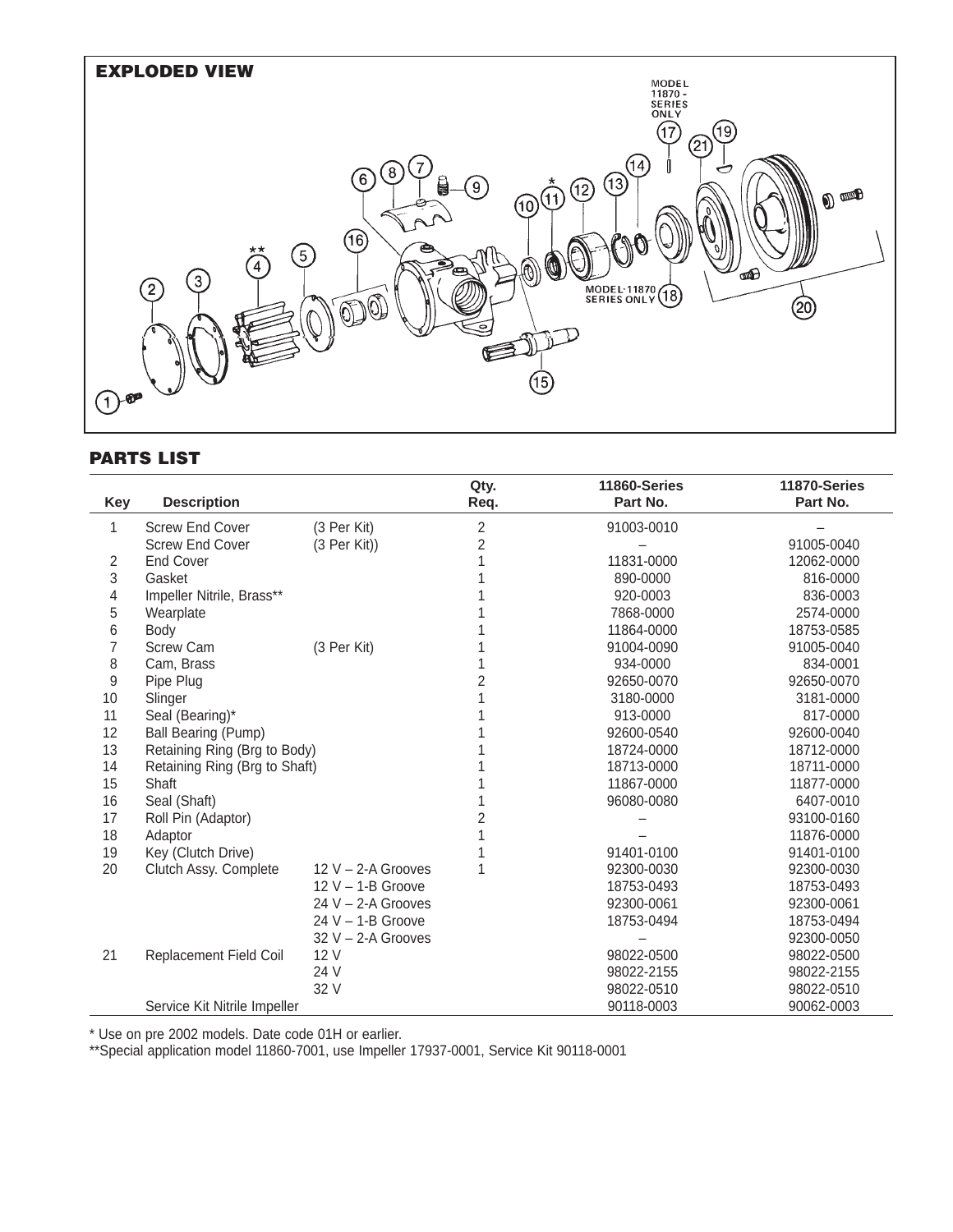## EXPLODED VIEW

MODEL 11870-SERIES ONLY

MODEL 11870 SERIES ONLY

## PARTS LIST

| Key | Description | | Qty. Req. | 11860-Series Part No. | 11870-Series Part No. |
|---|---|---|---|---|---|
| 1 | Screw End Cover | (3 Per Kit) | 2 | 91003-0010 | – |
| | Screw End Cover | (3 Per Kit)) | 2 | – | 91005-0040 |
| 2 | End Cover | | 1 | 11831-0000 | 12062-0000 |
| 3 | Gasket | | 1 | 890-0000 | 816-0000 |
| 4 | Impeller Nitrile, Brass** | | 1 | 920-0003 | 836-0003 |
| 5 | Wearplate | | 1 | 7868-0000 | 2574-0000 |
| 6 | Body | | 1 | 11864-0000 | 18753-0585 |
| 7 | Screw Cam | (3 Per Kit) | 1 | 91004-0090 | 91005-0040 |
| 8 | Cam, Brass | | 1 | 934-0000 | 834-0001 |
| 9 | Pipe Plug | | 2 | 92650-0070 | 92650-0070 |
| 10 | Slinger | | 1 | 3180-0000 | 3181-0000 |
| 11 | Seal (Bearing)* | | 1 | 913-0000 | 817-0000 |
| 12 | Ball Bearing (Pump) | | 1 | 92600-0540 | 92600-0040 |
| 13 | Retaining Ring (Brg to Body) | | 1 | 18724-0000 | 18712-0000 |
| 14 | Retaining Ring (Brg to Shaft) | | 1 | 18713-0000 | 18711-0000 |
| 15 | Shaft | | 1 | 11867-0000 | 11877-0000 |
| 16 | Seal (Shaft) | | 1 | 96080-0080 | 6407-0010 |
| 17 | Roll Pin (Adaptor) | | 2 | – | 93100-0160 |
| 18 | Adaptor | | 1 | – | 11876-0000 |
| 19 | Key (Clutch Drive) | | 1 | 91401-0100 | 91401-0100 |
| 20 | Clutch Assy. Complete | 12 V – 2-A Grooves | 1 | 92300-0030 | 92300-0030 |
| | | 12 V – 1-B Groove | | 18753-0493 | 18753-0493 |
| | | 24 V – 2-A Grooves | | 92300-0061 | 92300-0061 |
| | | 24 V – 1-B Groove | | 18753-0494 | 18753-0494 |
| | | 32 V – 2-A Grooves | | – | 92300-0050 |
| 21 | Replacement Field Coil | 12 V | | 98022-0500 | 98022-0500 |
| | | 24 V | | 98022-2155 | 98022-2155 |
| | | 32 V | | 98022-0510 | 98022-0510 |
| | Service Kit Nitrile Impeller | | | 90118-0003 | 90062-0003 |

* Use on pre 2002 models. Date code 01H or earlier.

**Special application model 11860-7001, use Impeller 17937-0001, Service Kit 90118-0001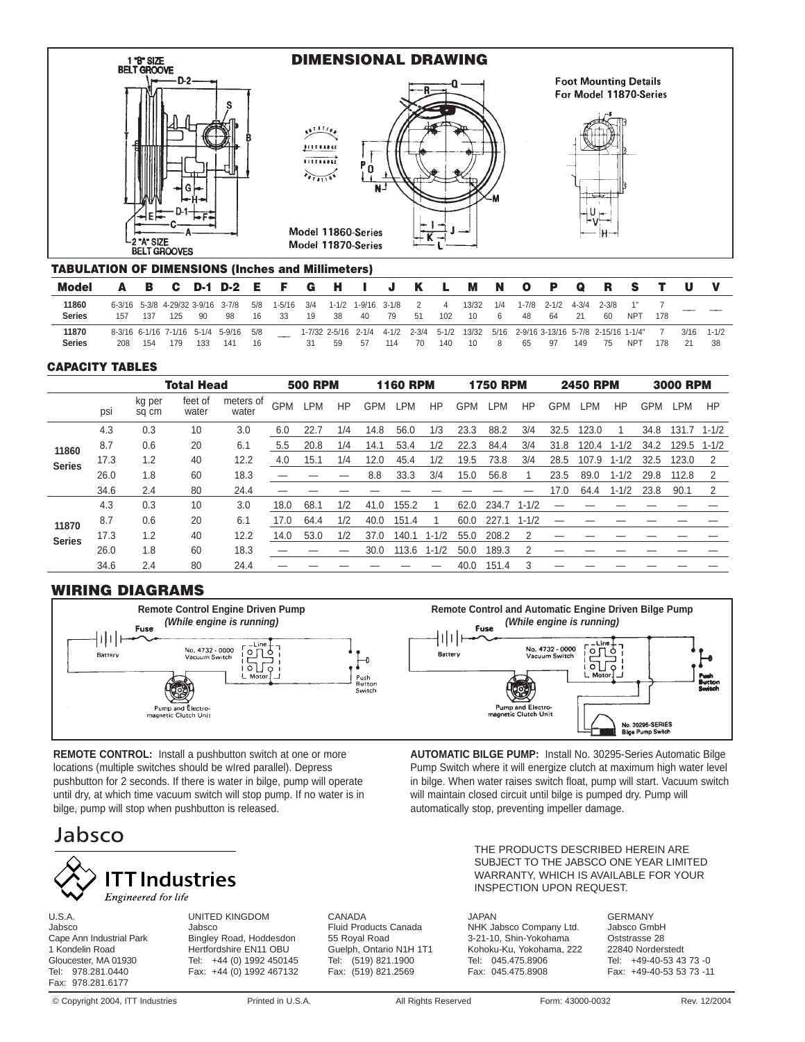## DIMENSIONAL DRAWING

1 "B" SIZE BELT GROOVE

2 "A" SIZE BELT GROOVES

Model 11860-Series
Model 11870-Series

Foot Mounting Details For Model 11870-Series

## TABULATION OF DIMENSIONS (Inches and Millimeters)

| Model | A | B | C | D-1 | D-2 | E | F | G | H | I | J | K | L | M | N | O | P | Q | R | S | T | U | V |
|---|---|---|---|---|---|---|---|---|---|---|---|---|---|---|---|---|---|---|---|---|---|---|---|
| 11860 Series | 6-3/16 157 | 5-3/8 137 | 4-29/32 125 | 3-9/16 90 | 3-7/8 98 | 5/8 16 | 1-5/16 33 | 3/4 19 | 1-1/2 38 | 1-9/16 40 | 3-1/8 79 | 2 51 | 4 102 | 13/32 10 | 1/4 6 | 1-7/8 48 | 2-1/2 64 | 4-3/4 21 | 2-3/8 60 | 1" NPT | 7 178 | — | — |
| 11870 Series | 8-3/16 208 | 6-1/16 154 | 7-1/16 179 | 5-1/4 133 | 5-9/16 141 | 5/8 16 | — | 1-7/32 31 | 2-5/16 59 | 2-1/4 57 | 4-1/2 114 | 2-3/4 70 | 5-1/2 140 | 13/32 10 | 5/16 8 | 2-9/16 65 | 3-13/16 97 | 5-7/8 149 | 2-15/16 75 | 1-1/4" NPT | 7 178 | 3/16 21 | 1-1/2 38 |

## CAPACITY TABLES

| | Total Head | | | | 500 RPM | | | 1160 RPM | | | 1750 RPM | | | 2450 RPM | | | 3000 RPM | | |
|---|---|---|---|---|---|---|---|---|---|---|---|---|---|---|---|---|---|---|---|
| | psi | kg per sq cm | feet of water | meters of water | GPM | LPM | HP | GPM | LPM | HP | GPM | LPM | HP | GPM | LPM | HP | GPM | LPM | HP |
| 11860 Series | 4.3 | 0.3 | 10 | 3.0 | 6.0 | 22.7 | 1/4 | 14.8 | 56.0 | 1/3 | 23.3 | 88.2 | 3/4 | 32.5 | 123.0 | 1 | 34.8 | 131.7 | 1-1/2 |
| | 8.7 | 0.6 | 20 | 6.1 | 5.5 | 20.8 | 1/4 | 14.1 | 53.4 | 1/2 | 22.3 | 84.4 | 3/4 | 31.8 | 120.4 | 1-1/2 | 34.2 | 129.5 | 1-1/2 |
| | 17.3 | 1.2 | 40 | 12.2 | 4.0 | 15.1 | 1/4 | 12.0 | 45.4 | 1/2 | 19.5 | 73.8 | 3/4 | 28.5 | 107.9 | 1-1/2 | 32.5 | 123.0 | 2 |
| | 26.0 | 1.8 | 60 | 18.3 | — | — | — | 8.8 | 33.3 | 3/4 | 15.0 | 56.8 | 1 | 23.5 | 89.0 | 1-1/2 | 29.8 | 112.8 | 2 |
| | 34.6 | 2.4 | 80 | 24.4 | — | — | — | — | — | — | — | — | — | 17.0 | 64.4 | 1-1/2 | 23.8 | 90.1 | 2 |
| 11870 Series | 4.3 | 0.3 | 10 | 3.0 | 18.0 | 68.1 | 1/2 | 41.0 | 155.2 | 1 | 62.0 | 234.7 | 1-1/2 | — | — | — | — | — | — |
| | 8.7 | 0.6 | 20 | 6.1 | 17.0 | 64.4 | 1/2 | 40.0 | 151.4 | 1 | 60.0 | 227.1 | 1-1/2 | — | — | — | — | — | — |
| | 17.3 | 1.2 | 40 | 12.2 | 14.0 | 53.0 | 1/2 | 37.0 | 140.1 | 1-1/2 | 55.0 | 208.2 | 2 | — | — | — | — | — | — |
| | 26.0 | 1.8 | 60 | 18.3 | — | — | — | 30.0 | 113.6 | 1-1/2 | 50.0 | 189.3 | 2 | — | — | — | — | — | — |
| | 34.6 | 2.4 | 80 | 24.4 | — | — | — | — | — | — | 40.0 | 151.4 | 3 | — | — | — | — | — | — |

## WIRING DIAGRAMS

**Remote Control Engine Driven Pump**
*(While engine is running)*

Fuse, Battery, No. 4732 - 0000 Vacuum Switch, Line, Motor, Push Button Switch, Pump and Electro-magnetic Clutch Unit

**Remote Control and Automatic Engine Driven Bilge Pump**
*(While engine is running)*

Fuse, Battery, No. 4732 - 0000 Vacuum Switch, Line, Motor, Push Button Switch, Pump and Electro-magnetic Clutch Unit, No. 30295-SERIES Bilge Pump Switch

**REMOTE CONTROL:** Install a pushbutton switch at one or more locations (multiple switches should be wIred parallel). Depress pushbutton for 2 seconds. If there is water in bilge, pump will operate until dry, at which time vacuum switch will stop pump. If no water is in bilge, pump will stop when pushbutton is released.

**AUTOMATIC BILGE PUMP:** Install No. 30295-Series Automatic Bilge Pump Switch where it will energize clutch at maximum high water level in bilge. When water raises switch float, pump will start. Vacuum switch will maintain closed circuit until bilge is pumped dry. Pump will automatically stop, preventing impeller damage.

Jabsco

ITT Industries
*Engineered for life*

THE PRODUCTS DESCRIBED HEREIN ARE SUBJECT TO THE JABSCO ONE YEAR LIMITED WARRANTY, WHICH IS AVAILABLE FOR YOUR INSPECTION UPON REQUEST.

U.S.A.
Jabsco
Cape Ann Industrial Park
1 Kondelin Road
Gloucester, MA 01930
Tel: 978.281.0440
Fax: 978.281.6177

UNITED KINGDOM
Jabsco
Bingley Road, Hoddesdon
Hertfordshire EN11 OBU
Tel: +44 (0) 1992 450145
Fax: +44 (0) 1992 467132

CANADA
Fluid Products Canada
55 Royal Road
Guelph, Ontario N1H 1T1
Tel: (519) 821.1900
Fax: (519) 821.2569

JAPAN
NHK Jabsco Company Ltd.
3-21-10, Shin-Yokohama
Kohoku-Ku, Yokohama, 222
Tel: 045.475.8906
Fax: 045.475.8908

GERMANY
Jabsco GmbH
Oststrasse 28
22840 Norderstedt
Tel: +49-40-53 43 73 -0
Fax: +49-40-53 53 73 -11

© Copyright 2004, ITT Industries | Printed in U.S.A. | All Rights Reserved | Form: 43000-0032 | Rev. 12/2004